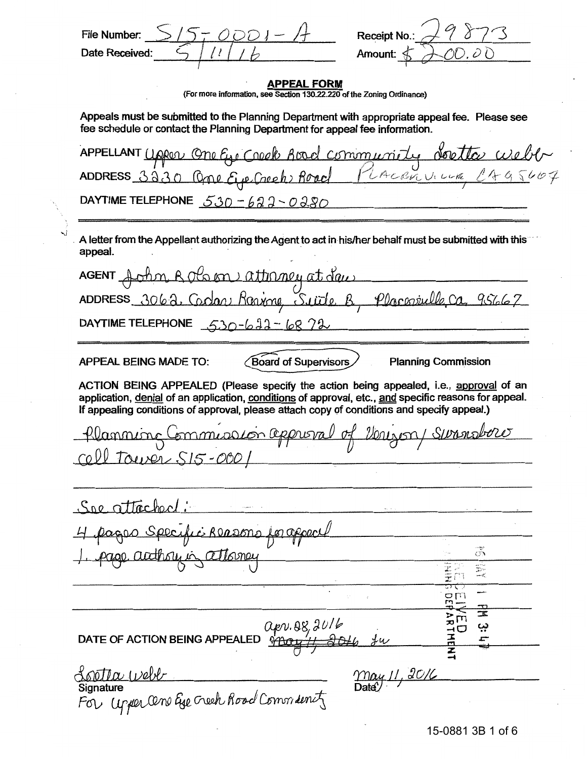File Number: S15-0001-A

Date Received: 5/11/16

Receipt No.: 29873

Amount: $200.00

## APPEAL FORM

(For more information, see Section 130.22.220 of the Zoning Ordinance)

Appeals must be submitted to the Planning Department with appropriate appeal fee. Please see fee schedule or contact the Planning Department for appeal fee information.

APPELLANT Upper One Eye Creek Road community Loretta Webb

ADDRESS 3230 One Eye Creek Road PLACERVILLE CA 95667

DAYTIME TELEPHONE 530-622-0280

A letter from the Appellant authorizing the Agent to act in his/her behalf must be submitted with this appeal.

AGENT John R Olson attorney at law

ADDRESS 3062 Cedar Ravine, Suite B, Placerville, Ca. 95667

DAYTIME TELEPHONE 530-622-6872

APPEAL BEING MADE TO: **(Board of Supervisors)** Planning Commission

ACTION BEING APPEALED (Please specify the action being appealed, i.e., approval of an application, denial of an application, conditions of approval, etc., and specific reasons for appeal. If appealing conditions of approval, please attach copy of conditions and specify appeal.)

Planning Commission approval of Verizon / Swansboro cell Tower S15-0001

See attached:

4 pages Specific Reasons for appeal

1 page authorizing attorney

RECEIVED 16 MAY 11 PM 3:47 PLANNING DEPARTMENT

DATE OF ACTION BEING APPEALED ~~May 11, 2016~~ apr. 28, 2016 Jw

Loretta Webb
Signature
For Upper One Eye Creek Road Community

May 11, 2016
Date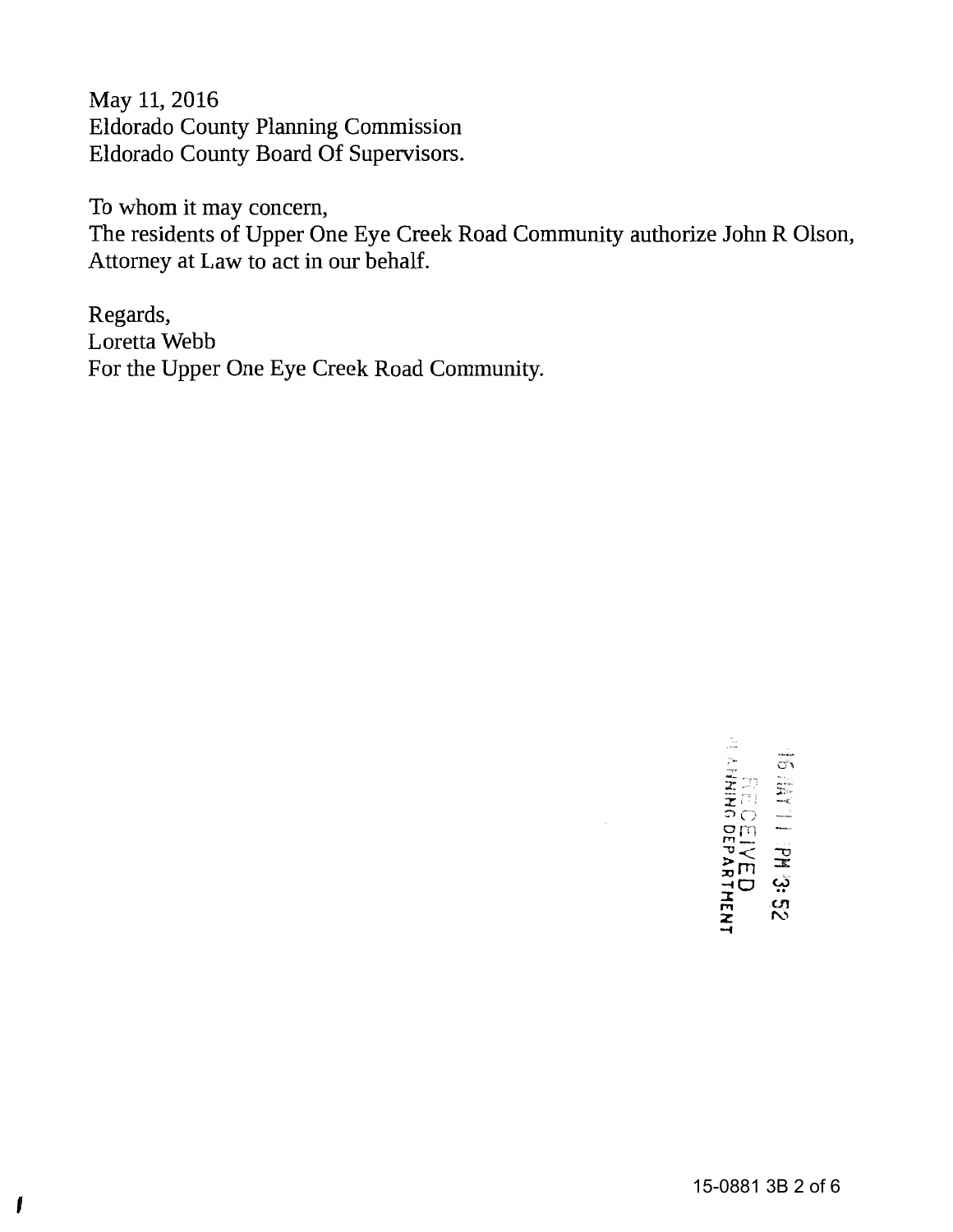May 11, 2016
Eldorado County Planning Commission
Eldorado County Board Of Supervisors.

To whom it may concern,
The residents of Upper One Eye Creek Road Community authorize John R Olson, Attorney at Law to act in our behalf.

Regards,
Loretta Webb
For the Upper One Eye Creek Road Community.

16 MAY 11 PM 3:52
RECEIVED
PLANNING DEPARTMENT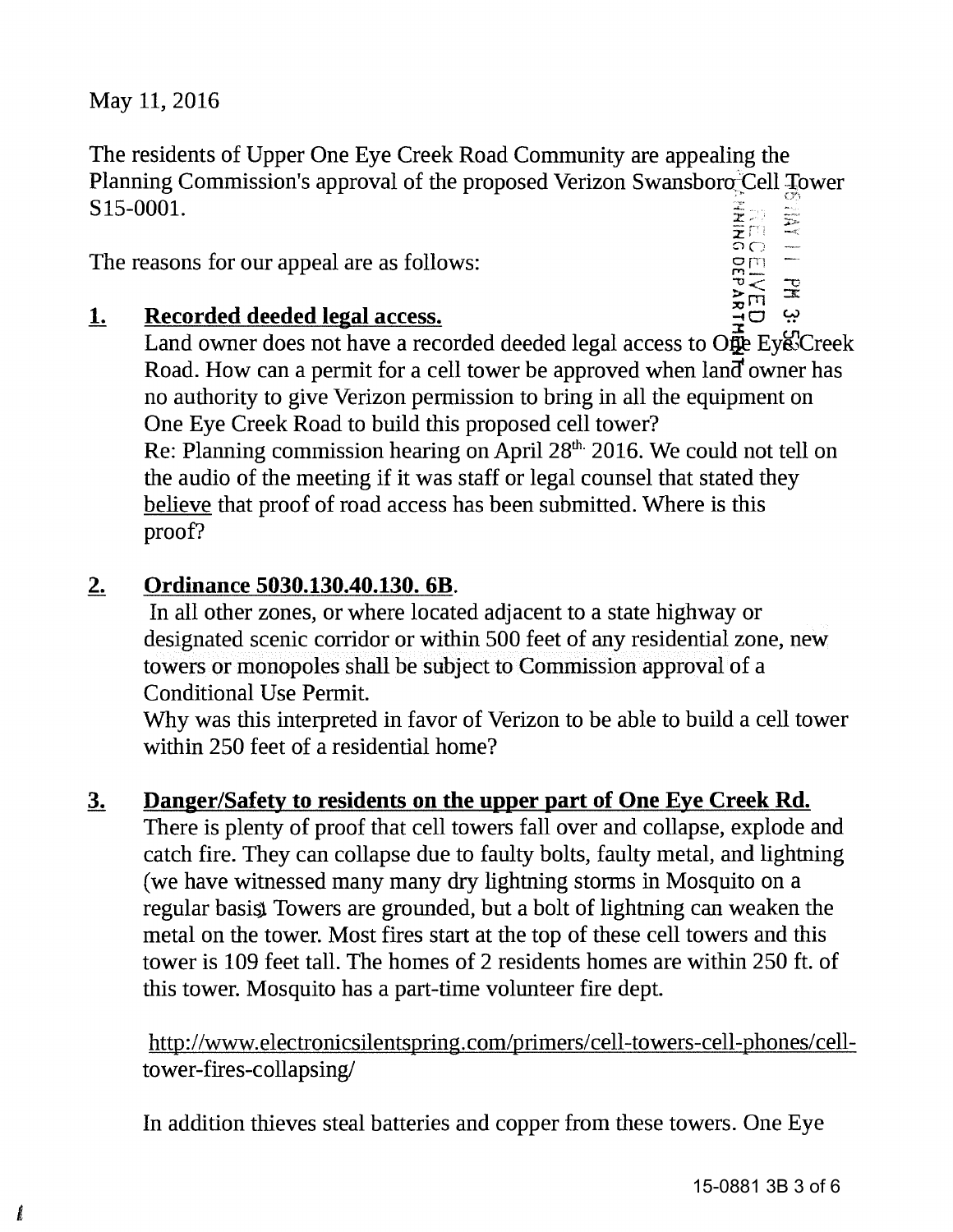May 11, 2016

The residents of Upper One Eye Creek Road Community are appealing the Planning Commission's approval of the proposed Verizon Swansboro Cell Tower S15-0001.

The reasons for our appeal are as follows:

1. **Recorded deeded legal access.**
   Land owner does not have a recorded deeded legal access to One Eye Creek Road. How can a permit for a cell tower be approved when land owner has no authority to give Verizon permission to bring in all the equipment on One Eye Creek Road to build this proposed cell tower?
   Re: Planning commission hearing on April 28th 2016. We could not tell on the audio of the meeting if it was staff or legal counsel that stated they believe that proof of road access has been submitted. Where is this proof?

2. **Ordinance 5030.130.40.130. 6B.**
   In all other zones, or where located adjacent to a state highway or designated scenic corridor or within 500 feet of any residential zone, new towers or monopoles shall be subject to Commission approval of a Conditional Use Permit.
   Why was this interpreted in favor of Verizon to be able to build a cell tower within 250 feet of a residential home?

3. **Danger/Safety to residents on the upper part of One Eye Creek Rd.**
   There is plenty of proof that cell towers fall over and collapse, explode and catch fire. They can collapse due to faulty bolts, faulty metal, and lightning (we have witnessed many many dry lightning storms in Mosquito on a regular basis) Towers are grounded, but a bolt of lightning can weaken the metal on the tower. Most fires start at the top of these cell towers and this tower is 109 feet tall. The homes of 2 residents homes are within 250 ft. of this tower. Mosquito has a part-time volunteer fire dept.

   http://www.electronicsilentspring.com/primers/cell-towers-cell-phones/cell-tower-fires-collapsing/

   In addition thieves steal batteries and copper from these towers. One Eye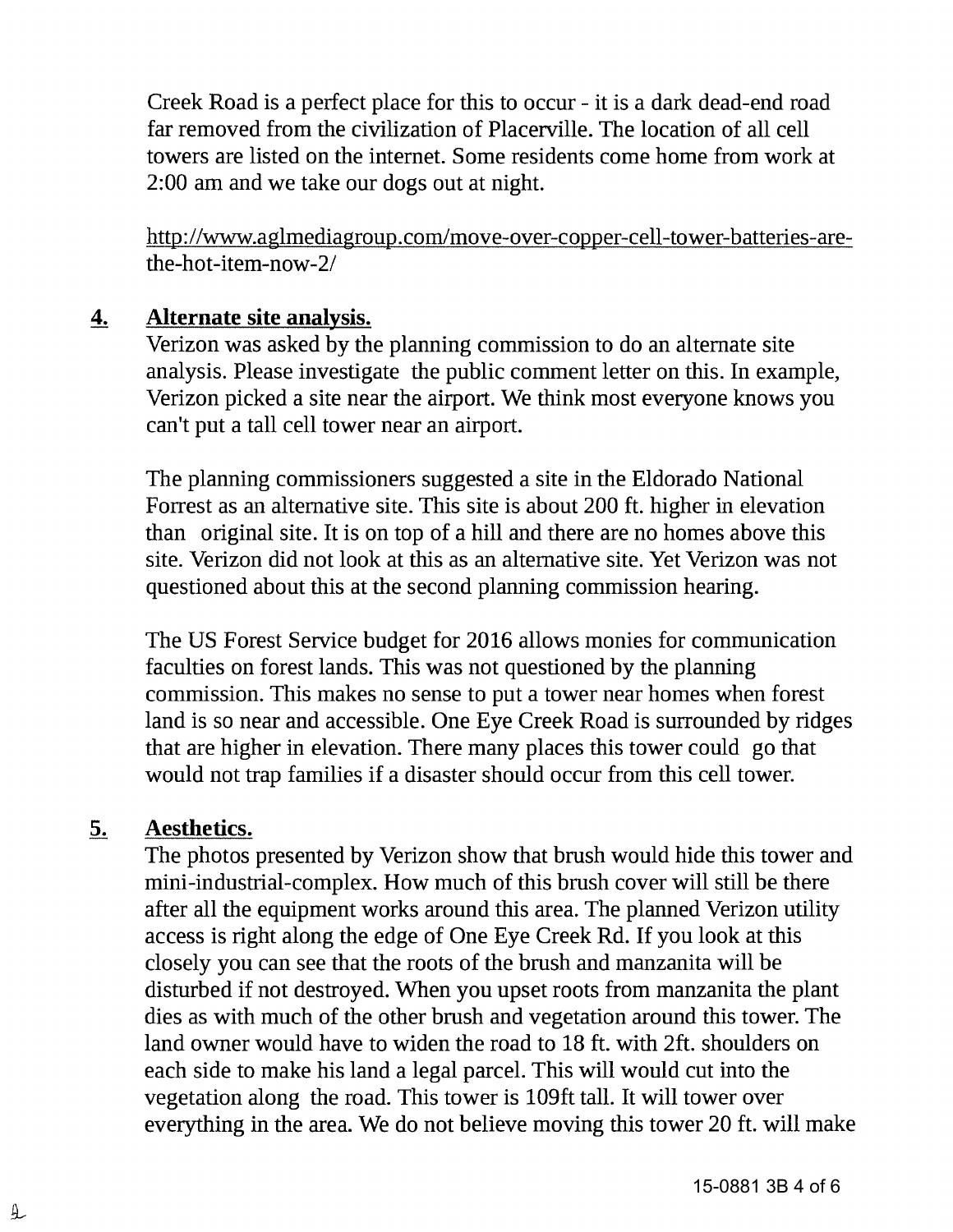Creek Road is a perfect place for this to occur - it is a dark dead-end road far removed from the civilization of Placerville. The location of all cell towers are listed on the internet. Some residents come home from work at 2:00 am and we take our dogs out at night.

http://www.aglmediagroup.com/move-over-copper-cell-tower-batteries-are-the-hot-item-now-2/

**4. Alternate site analysis.**

Verizon was asked by the planning commission to do an alternate site analysis. Please investigate the public comment letter on this. In example, Verizon picked a site near the airport. We think most everyone knows you can't put a tall cell tower near an airport.

The planning commissioners suggested a site in the Eldorado National Forrest as an alternative site. This site is about 200 ft. higher in elevation than original site. It is on top of a hill and there are no homes above this site. Verizon did not look at this as an alternative site. Yet Verizon was not questioned about this at the second planning commission hearing.

The US Forest Service budget for 2016 allows monies for communication faculties on forest lands. This was not questioned by the planning commission. This makes no sense to put a tower near homes when forest land is so near and accessible. One Eye Creek Road is surrounded by ridges that are higher in elevation. There many places this tower could go that would not trap families if a disaster should occur from this cell tower.

**5. Aesthetics.**

The photos presented by Verizon show that brush would hide this tower and mini-industrial-complex. How much of this brush cover will still be there after all the equipment works around this area. The planned Verizon utility access is right along the edge of One Eye Creek Rd. If you look at this closely you can see that the roots of the brush and manzanita will be disturbed if not destroyed. When you upset roots from manzanita the plant dies as with much of the other brush and vegetation around this tower. The land owner would have to widen the road to 18 ft. with 2ft. shoulders on each side to make his land a legal parcel. This will would cut into the vegetation along the road. This tower is 109ft tall. It will tower over everything in the area. We do not believe moving this tower 20 ft. will make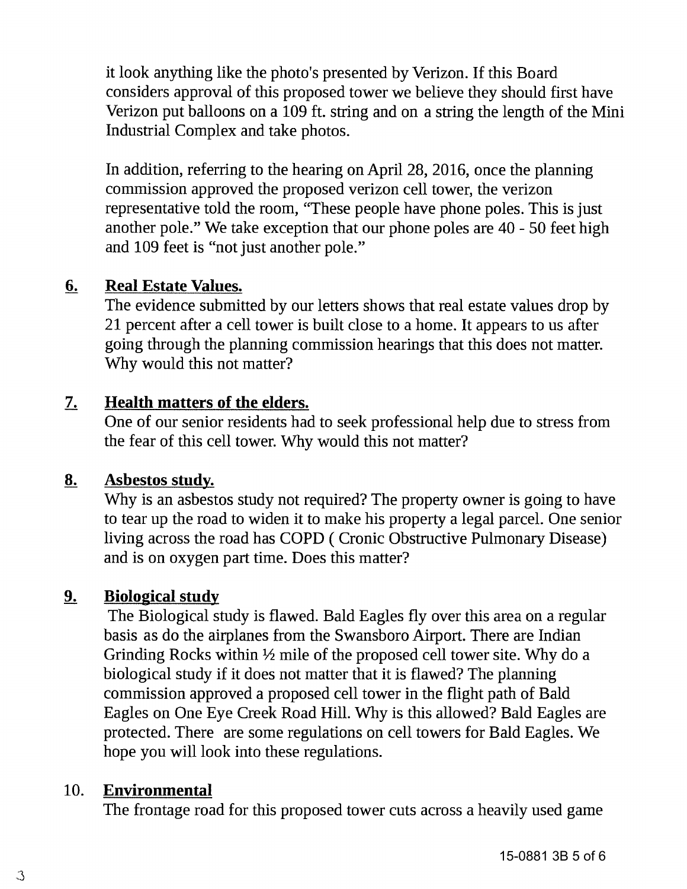it look anything like the photo's presented by Verizon. If this Board considers approval of this proposed tower we believe they should first have Verizon put balloons on a 109 ft. string and on a string the length of the Mini Industrial Complex and take photos.

In addition, referring to the hearing on April 28, 2016, once the planning commission approved the proposed verizon cell tower, the verizon representative told the room, "These people have phone poles. This is just another pole." We take exception that our phone poles are 40 - 50 feet high and 109 feet is "not just another pole."

**6. Real Estate Values.**

The evidence submitted by our letters shows that real estate values drop by 21 percent after a cell tower is built close to a home. It appears to us after going through the planning commission hearings that this does not matter. Why would this not matter?

**7. Health matters of the elders.**

One of our senior residents had to seek professional help due to stress from the fear of this cell tower. Why would this not matter?

**8. Asbestos study.**

Why is an asbestos study not required? The property owner is going to have to tear up the road to widen it to make his property a legal parcel. One senior living across the road has COPD ( Cronic Obstructive Pulmonary Disease) and is on oxygen part time. Does this matter?

**9. Biological study**

The Biological study is flawed. Bald Eagles fly over this area on a regular basis as do the airplanes from the Swansboro Airport. There are Indian Grinding Rocks within ½ mile of the proposed cell tower site. Why do a biological study if it does not matter that it is flawed? The planning commission approved a proposed cell tower in the flight path of Bald Eagles on One Eye Creek Road Hill. Why is this allowed? Bald Eagles are protected. There are some regulations on cell towers for Bald Eagles. We hope you will look into these regulations.

**10. Environmental**

The frontage road for this proposed tower cuts across a heavily used game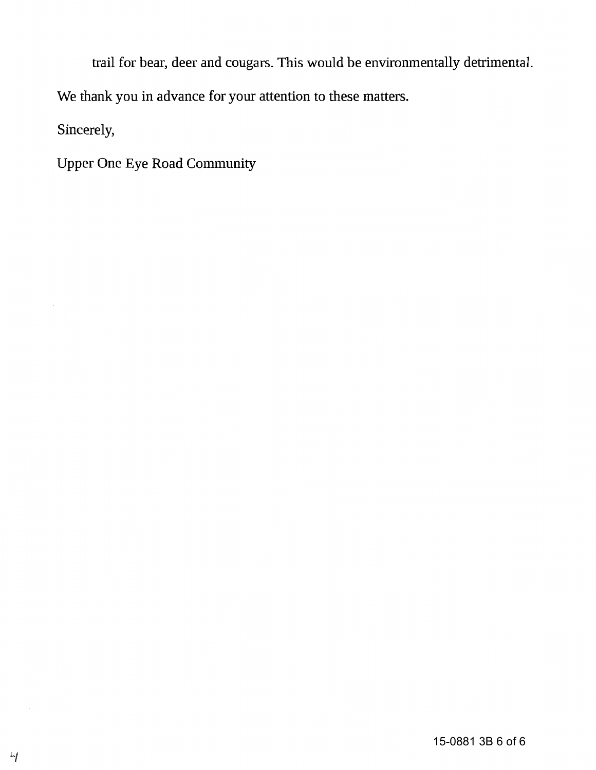trail for bear, deer and cougars. This would be environmentally detrimental.

We thank you in advance for your attention to these matters.

Sincerely,

Upper One Eye Road Community